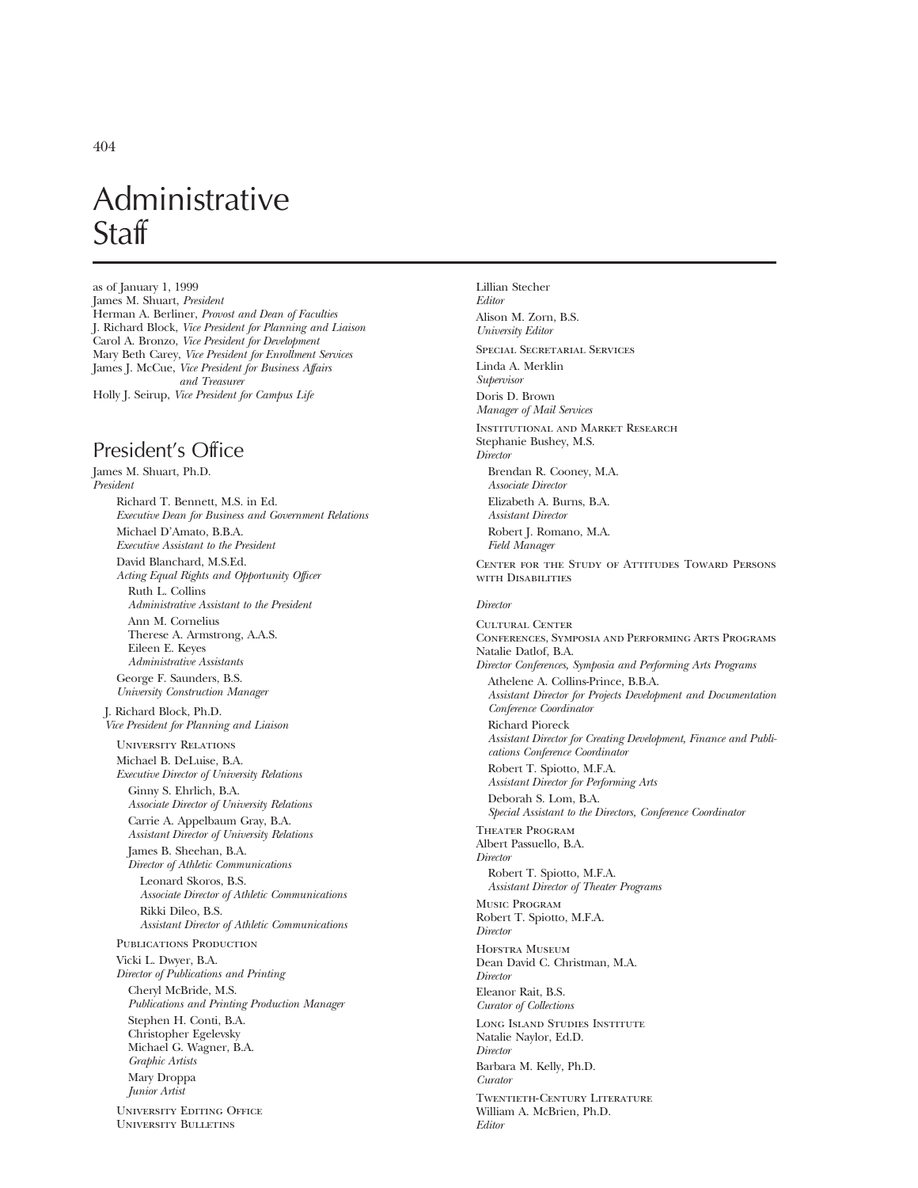# Administrative Staff

as of January 1, 1999

James M. Shuart, *President*
Herman A. Berliner, *Provost and Dean of Faculties*
J. Richard Block, *Vice President for Planning and Liaison*
Carol A. Bronzo, *Vice President for Development*
Mary Beth Carey, *Vice President for Enrollment Services*
James J. McCue, *Vice President for Business Affairs and Treasurer*
Holly J. Seirup, *Vice President for Campus Life*

## President's Office

James M. Shuart, Ph.D.
*President*

Richard T. Bennett, M.S. in Ed.
*Executive Dean for Business and Government Relations*

Michael D'Amato, B.B.A.
*Executive Assistant to the President*

David Blanchard, M.S.Ed.
*Acting Equal Rights and Opportunity Officer*

Ruth L. Collins
*Administrative Assistant to the President*

Ann M. Cornelius
Therese A. Armstrong, A.A.S.
Eileen E. Keyes
*Administrative Assistants*

George F. Saunders, B.S.
*University Construction Manager*

J. Richard Block, Ph.D.
*Vice President for Planning and Liaison*

UNIVERSITY RELATIONS

Michael B. DeLuise, B.A.
*Executive Director of University Relations*

Ginny S. Ehrlich, B.A.
*Associate Director of University Relations*

Carrie A. Appelbaum Gray, B.A.
*Assistant Director of University Relations*

James B. Sheehan, B.A.
*Director of Athletic Communications*

Leonard Skoros, B.S.
*Associate Director of Athletic Communications*

Rikki Dileo, B.S.
*Assistant Director of Athletic Communications*

PUBLICATIONS PRODUCTION

Vicki L. Dwyer, B.A.
*Director of Publications and Printing*

Cheryl McBride, M.S.
*Publications and Printing Production Manager*

Stephen H. Conti, B.A.
Christopher Egelevsky
Michael G. Wagner, B.A.
*Graphic Artists*

Mary Droppa
*Junior Artist*

UNIVERSITY EDITING OFFICE
UNIVERSITY BULLETINS

Lillian Stecher
*Editor*

Alison M. Zorn, B.S.
*University Editor*

SPECIAL SECRETARIAL SERVICES

Linda A. Merklin
*Supervisor*

Doris D. Brown
*Manager of Mail Services*

INSTITUTIONAL AND MARKET RESEARCH

Stephanie Bushey, M.S.
*Director*

Brendan R. Cooney, M.A.
*Associate Director*

Elizabeth A. Burns, B.A.
*Assistant Director*

Robert J. Romano, M.A.
*Field Manager*

CENTER FOR THE STUDY OF ATTITUDES TOWARD PERSONS WITH DISABILITIES

*Director*

CULTURAL CENTER

CONFERENCES, SYMPOSIA AND PERFORMING ARTS PROGRAMS

Natalie Datlof, B.A.
*Director Conferences, Symposia and Performing Arts Programs*

Athelene A. Collins-Prince, B.B.A.
*Assistant Director for Projects Development and Documentation Conference Coordinator*

Richard Pioreck
*Assistant Director for Creating Development, Finance and Publications Conference Coordinator*

Robert T. Spiotto, M.F.A.
*Assistant Director for Performing Arts*

Deborah S. Lom, B.A.
*Special Assistant to the Directors, Conference Coordinator*

THEATER PROGRAM

Albert Passuello, B.A.
*Director*

Robert T. Spiotto, M.F.A.
*Assistant Director of Theater Programs*

MUSIC PROGRAM

Robert T. Spiotto, M.F.A.
*Director*

HOFSTRA MUSEUM

Dean David C. Christman, M.A.
*Director*

Eleanor Rait, B.S.
*Curator of Collections*

LONG ISLAND STUDIES INSTITUTE

Natalie Naylor, Ed.D.
*Director*

Barbara M. Kelly, Ph.D.
*Curator*

TWENTIETH-CENTURY LITERATURE

William A. McBrien, Ph.D.
*Editor*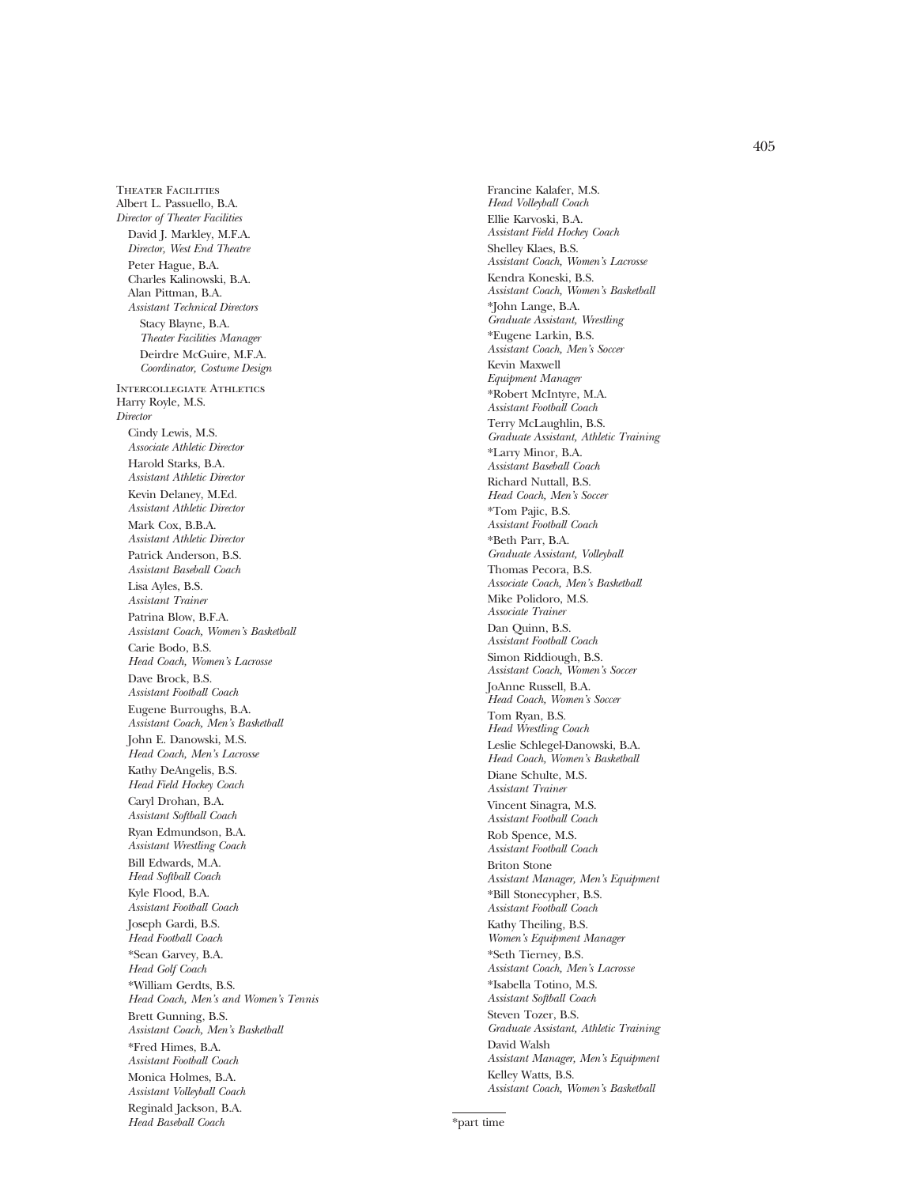## Theater Facilities

Albert L. Passuello, B.A.
*Director of Theater Facilities*

David J. Markley, M.F.A.
*Director, West End Theatre*

Peter Hague, B.A.
Charles Kalinowski, B.A.
Alan Pittman, B.A.
*Assistant Technical Directors*

Stacy Blayne, B.A.
*Theater Facilities Manager*

Deirdre McGuire, M.F.A.
*Coordinator, Costume Design*

## Intercollegiate Athletics

Harry Royle, M.S.
*Director*

Cindy Lewis, M.S.
*Associate Athletic Director*

Harold Starks, B.A.
*Assistant Athletic Director*

Kevin Delaney, M.Ed.
*Assistant Athletic Director*

Mark Cox, B.B.A.
*Assistant Athletic Director*

Patrick Anderson, B.S.
*Assistant Baseball Coach*

Lisa Ayles, B.S.
*Assistant Trainer*

Patrina Blow, B.F.A.
*Assistant Coach, Women's Basketball*

Carie Bodo, B.S.
*Head Coach, Women's Lacrosse*

Dave Brock, B.S.
*Assistant Football Coach*

Eugene Burroughs, B.A.
*Assistant Coach, Men's Basketball*

John E. Danowski, M.S.
*Head Coach, Men's Lacrosse*

Kathy DeAngelis, B.S.
*Head Field Hockey Coach*

Caryl Drohan, B.A.
*Assistant Softball Coach*

Ryan Edmundson, B.A.
*Assistant Wrestling Coach*

Bill Edwards, M.A.
*Head Softball Coach*

Kyle Flood, B.A.
*Assistant Football Coach*

Joseph Gardi, B.S.
*Head Football Coach*

*Sean Garvey, B.A.
*Head Golf Coach*

*William Gerdts, B.S.
*Head Coach, Men's and Women's Tennis*

Brett Gunning, B.S.
*Assistant Coach, Men's Basketball*

*Fred Himes, B.A.
*Assistant Football Coach*

Monica Holmes, B.A.
*Assistant Volleyball Coach*

Reginald Jackson, B.A.
*Head Baseball Coach*

Francine Kalafer, M.S.
*Head Volleyball Coach*

Ellie Karvoski, B.A.
*Assistant Field Hockey Coach*

Shelley Klaes, B.S.
*Assistant Coach, Women's Lacrosse*

Kendra Koneski, B.S.
*Assistant Coach, Women's Basketball*

*John Lange, B.A.
*Graduate Assistant, Wrestling*

*Eugene Larkin, B.S.
*Assistant Coach, Men's Soccer*

Kevin Maxwell
*Equipment Manager*

*Robert McIntyre, M.A.
*Assistant Football Coach*

Terry McLaughlin, B.S.
*Graduate Assistant, Athletic Training*

*Larry Minor, B.A.
*Assistant Baseball Coach*

Richard Nuttall, B.S.
*Head Coach, Men's Soccer*

*Tom Pajic, B.S.
*Assistant Football Coach*

*Beth Parr, B.A.
*Graduate Assistant, Volleyball*

Thomas Pecora, B.S.
*Associate Coach, Men's Basketball*

Mike Polidoro, M.S.
*Associate Trainer*

Dan Quinn, B.S.
*Assistant Football Coach*

Simon Riddiough, B.S.
*Assistant Coach, Women's Soccer*

JoAnne Russell, B.A.
*Head Coach, Women's Soccer*

Tom Ryan, B.S.
*Head Wrestling Coach*

Leslie Schlegel-Danowski, B.A.
*Head Coach, Women's Basketball*

Diane Schulte, M.S.
*Assistant Trainer*

Vincent Sinagra, M.S.
*Assistant Football Coach*

Rob Spence, M.S.
*Assistant Football Coach*

Briton Stone
*Assistant Manager, Men's Equipment*

*Bill Stonecypher, B.S.
*Assistant Football Coach*

Kathy Theiling, B.S.
*Women's Equipment Manager*

*Seth Tierney, B.S.
*Assistant Coach, Men's Lacrosse*

*Isabella Totino, M.S.
*Assistant Softball Coach*

Steven Tozer, B.S.
*Graduate Assistant, Athletic Training*

David Walsh
*Assistant Manager, Men's Equipment*

Kelley Watts, B.S.
*Assistant Coach, Women's Basketball*

---

*part time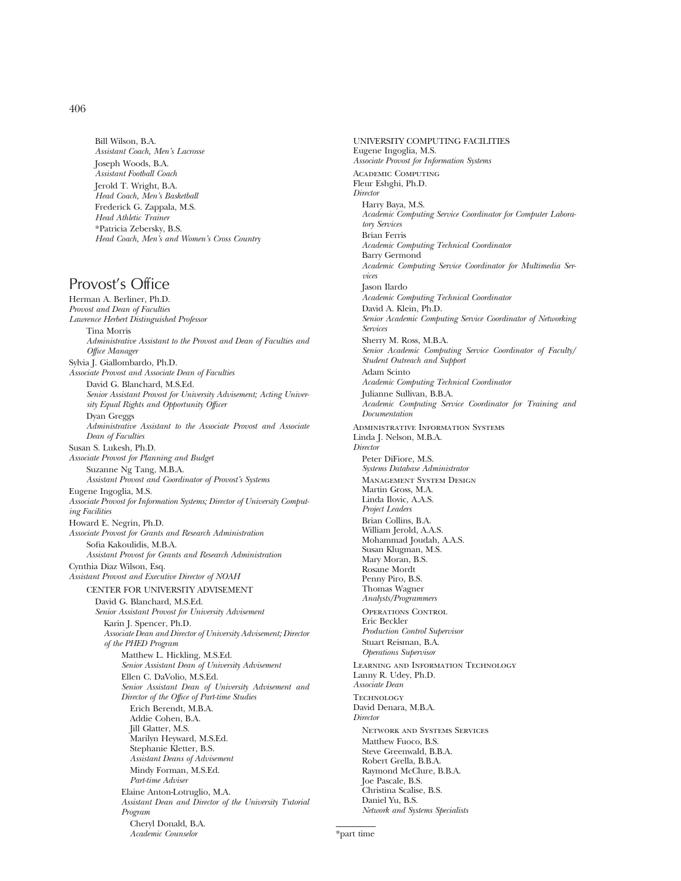Bill Wilson, B.A.
*Assistant Coach, Men's Lacrosse*

Joseph Woods, B.A.
*Assistant Football Coach*

Jerold T. Wright, B.A.
*Head Coach, Men's Basketball*

Frederick G. Zappala, M.S.
*Head Athletic Trainer*

*Patricia Zebersky, B.S.
*Head Coach, Men's and Women's Cross Country*

## Provost's Office

Herman A. Berliner, Ph.D.
*Provost and Dean of Faculties*
*Lawrence Herbert Distinguished Professor*

Tina Morris
*Administrative Assistant to the Provost and Dean of Faculties and Office Manager*

Sylvia J. Giallombardo, Ph.D.
*Associate Provost and Associate Dean of Faculties*

David G. Blanchard, M.S.Ed.
*Senior Assistant Provost for University Advisement; Acting University Equal Rights and Opportunity Officer*

Dyan Greggs
*Administrative Assistant to the Associate Provost and Associate Dean of Faculties*

Susan S. Lukesh, Ph.D.
*Associate Provost for Planning and Budget*

Suzanne Ng Tang, M.B.A.
*Assistant Provost and Coordinator of Provost's Systems*

Eugene Ingoglia, M.S.
*Associate Provost for Information Systems; Director of University Computing Facilities*

Howard E. Negrin, Ph.D.
*Associate Provost for Grants and Research Administration*

Sofia Kakoulidis, M.B.A.
*Assistant Provost for Grants and Research Administration*

Cynthia Diaz Wilson, Esq.
*Assistant Provost and Executive Director of NOAH*

### CENTER FOR UNIVERSITY ADVISEMENT

David G. Blanchard, M.S.Ed.
*Senior Assistant Provost for University Advisement*

Karin J. Spencer, Ph.D.
*Associate Dean and Director of University Advisement; Director of the PHED Program*

Matthew L. Hickling, M.S.Ed.
*Senior Assistant Dean of University Advisement*

Ellen C. DaVolio, M.S.Ed.
*Senior Assistant Dean of University Advisement and Director of the Office of Part-time Studies*

Erich Berendt, M.B.A.
Addie Cohen, B.A.
Jill Glatter, M.S.
Marilyn Heyward, M.S.Ed.
Stephanie Kletter, B.S.
*Assistant Deans of Advisement*

Mindy Forman, M.S.Ed.
*Part-time Adviser*

Elaine Anton-Lotruglio, M.A.
*Assistant Dean and Director of the University Tutorial Program*

Cheryl Donald, B.A.
*Academic Counselor*

### UNIVERSITY COMPUTING FACILITIES

Eugene Ingoglia, M.S.
*Associate Provost for Information Systems*

#### Academic Computing

Fleur Eshghi, Ph.D.
*Director*

Harry Baya, M.S.
*Academic Computing Service Coordinator for Computer Laboratory Services*

Brian Ferris
*Academic Computing Technical Coordinator*

Barry Germond
*Academic Computing Service Coordinator for Multimedia Services*

Jason Ilardo
*Academic Computing Technical Coordinator*

David A. Klein, Ph.D.
*Senior Academic Computing Service Coordinator of Networking Services*

Sherry M. Ross, M.B.A.
*Senior Academic Computing Service Coordinator of Faculty/Student Outreach and Support*

Adam Scinto
*Academic Computing Technical Coordinator*

Julianne Sullivan, B.B.A.
*Academic Computing Service Coordinator for Training and Documentation*

#### Administrative Information Systems

Linda J. Nelson, M.B.A.
*Director*

Peter DiFiore, M.S.
*Systems Database Administrator*

##### Management System Design

Martin Gross, M.A.
Linda Ilovic, A.A.S.
*Project Leaders*

Brian Collins, B.A.
William Jerold, A.A.S.
Mohammad Joudah, A.A.S.
Susan Klugman, M.S.
Mary Moran, B.S.
Rosane Mordt
Penny Piro, B.S.
Thomas Wagner
*Analysts/Programmers*

##### Operations Control

Eric Beckler
*Production Control Supervisor*

Stuart Reisman, B.A.
*Operations Supervisor*

#### Learning and Information Technology

Lanny R. Udey, Ph.D.
*Associate Dean*

#### Technology

David Denara, M.B.A.
*Director*

##### Network and Systems Services

Matthew Fuoco, B.S.
Steve Greenwald, B.B.A.
Robert Grella, B.B.A.
Raymond McClure, B.B.A.
Joe Pascale, B.S.
Christina Scalise, B.S.
Daniel Yu, B.S.
*Network and Systems Specialists*

---

*part time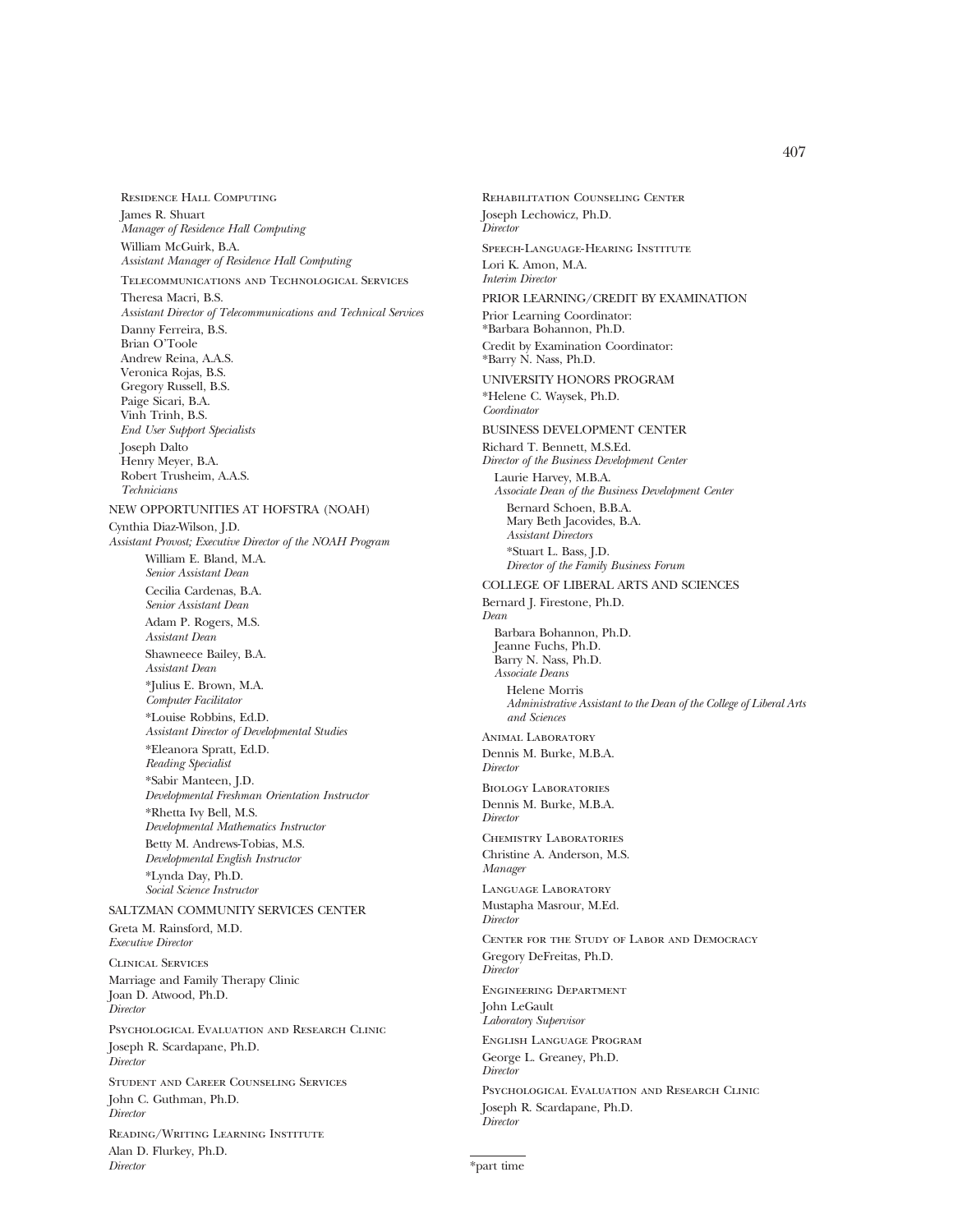Residence Hall Computing

James R. Shuart
*Manager of Residence Hall Computing*

William McGuirk, B.A.
*Assistant Manager of Residence Hall Computing*

Telecommunications and Technological Services

Theresa Macri, B.S.
*Assistant Director of Telecommunications and Technical Services*

Danny Ferreira, B.S.
Brian O'Toole
Andrew Reina, A.A.S.
Veronica Rojas, B.S.
Gregory Russell, B.S.
Paige Sicari, B.A.
Vinh Trinh, B.S.
*End User Support Specialists*

Joseph Dalto
Henry Meyer, B.A.
Robert Trusheim, A.A.S.
*Technicians*

NEW OPPORTUNITIES AT HOFSTRA (NOAH)

Cynthia Diaz-Wilson, J.D.
*Assistant Provost; Executive Director of the NOAH Program*

William E. Bland, M.A.
*Senior Assistant Dean*

Cecilia Cardenas, B.A.
*Senior Assistant Dean*

Adam P. Rogers, M.S.
*Assistant Dean*

Shawneece Bailey, B.A.
*Assistant Dean*

*Julius E. Brown, M.A.
*Computer Facilitator*

*Louise Robbins, Ed.D.
*Assistant Director of Developmental Studies*

*Eleanora Spratt, Ed.D.
*Reading Specialist*

*Sabir Manteen, J.D.
*Developmental Freshman Orientation Instructor*

*Rhetta Ivy Bell, M.S.
*Developmental Mathematics Instructor*

Betty M. Andrews-Tobias, M.S.
*Developmental English Instructor*

*Lynda Day, Ph.D.
*Social Science Instructor*

SALTZMAN COMMUNITY SERVICES CENTER

Greta M. Rainsford, M.D.
*Executive Director*

Clinical Services

Marriage and Family Therapy Clinic
Joan D. Atwood, Ph.D.
*Director*

Psychological Evaluation and Research Clinic

Joseph R. Scardapane, Ph.D.
*Director*

Student and Career Counseling Services

John C. Guthman, Ph.D.
*Director*

Reading/Writing Learning Institute

Alan D. Flurkey, Ph.D.
*Director*

Rehabilitation Counseling Center

Joseph Lechowicz, Ph.D.
*Director*

Speech-Language-Hearing Institute

Lori K. Amon, M.A.
*Interim Director*

PRIOR LEARNING/CREDIT BY EXAMINATION

Prior Learning Coordinator:
*Barbara Bohannon, Ph.D.

Credit by Examination Coordinator:
*Barry N. Nass, Ph.D.

UNIVERSITY HONORS PROGRAM

*Helene C. Waysek, Ph.D.
*Coordinator*

BUSINESS DEVELOPMENT CENTER

Richard T. Bennett, M.S.Ed.
*Director of the Business Development Center*

Laurie Harvey, M.B.A.
*Associate Dean of the Business Development Center*

Bernard Schoen, B.B.A.
Mary Beth Jacovides, B.A.
*Assistant Directors*

*Stuart L. Bass, J.D.
*Director of the Family Business Forum*

COLLEGE OF LIBERAL ARTS AND SCIENCES

Bernard J. Firestone, Ph.D.
*Dean*

Barbara Bohannon, Ph.D.
Jeanne Fuchs, Ph.D.
Barry N. Nass, Ph.D.
*Associate Deans*

Helene Morris
*Administrative Assistant to the Dean of the College of Liberal Arts and Sciences*

Animal Laboratory

Dennis M. Burke, M.B.A.
*Director*

Biology Laboratories

Dennis M. Burke, M.B.A.
*Director*

Chemistry Laboratories

Christine A. Anderson, M.S.
*Manager*

Language Laboratory

Mustapha Masrour, M.Ed.
*Director*

Center for the Study of Labor and Democracy

Gregory DeFreitas, Ph.D.
*Director*

Engineering Department

John LeGault
*Laboratory Supervisor*

English Language Program

George L. Greaney, Ph.D.
*Director*

Psychological Evaluation and Research Clinic

Joseph R. Scardapane, Ph.D.
*Director*

*part time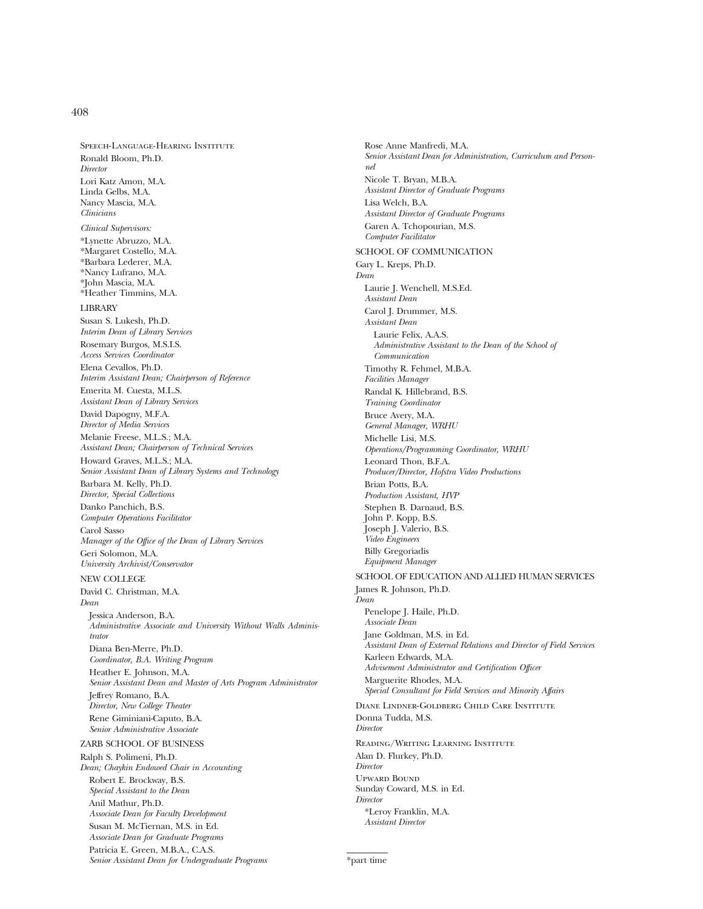### Speech-Language-Hearing Institute

Ronald Bloom, Ph.D.
*Director*

Lori Katz Amon, M.A.
Linda Gelbs, M.A.
Nancy Mascia, M.A.
*Clinicians*

*Clinical Supervisors:*

*Lynette Abruzzo, M.A.
*Margaret Costello, M.A.
*Barbara Lederer, M.A.
*Nancy Lufrano, M.A.
*John Mascia, M.A.
*Heather Timmins, M.A.

## LIBRARY

Susan S. Lukesh, Ph.D.
*Interim Dean of Library Services*

Rosemary Burgos, M.S.I.S.
*Access Services Coordinator*

Elena Cevallos, Ph.D.
*Interim Assistant Dean; Chairperson of Reference*

Emerita M. Cuesta, M.L.S.
*Assistant Dean of Library Services*

David Dapogny, M.F.A.
*Director of Media Services*

Melanie Freese, M.L.S.; M.A.
*Assistant Dean; Chairperson of Technical Services*

Howard Graves, M.L.S.; M.A.
*Senior Assistant Dean of Library Systems and Technology*

Barbara M. Kelly, Ph.D.
*Director, Special Collections*

Danko Panchich, B.S.
*Computer Operations Facilitator*

Carol Sasso
*Manager of the Office of the Dean of Library Services*

Geri Solomon, M.A.
*University Archivist/Conservator*

## NEW COLLEGE

David C. Christman, M.A.
*Dean*

Jessica Anderson, B.A.
*Administrative Associate and University Without Walls Administrator*

Diana Ben-Merre, Ph.D.
*Coordinator, B.A. Writing Program*

Heather E. Johnson, M.A.
*Senior Assistant Dean and Master of Arts Program Administrator*

Jeffrey Romano, B.A.
*Director, New College Theater*

Rene Giminiani-Caputo, B.A.
*Senior Administrative Associate*

## ZARB SCHOOL OF BUSINESS

Ralph S. Polimeni, Ph.D.
*Dean; Chaykin Endowed Chair in Accounting*

Robert E. Brockway, B.S.
*Special Assistant to the Dean*

Anil Mathur, Ph.D.
*Associate Dean for Faculty Development*

Susan M. McTiernan, M.S. in Ed.
*Associate Dean for Graduate Programs*

Patricia E. Green, M.B.A., C.A.S.
*Senior Assistant Dean for Undergraduate Programs*

Rose Anne Manfredi, M.A.
*Senior Assistant Dean for Administration, Curriculum and Personnel*

Nicole T. Bryan, M.B.A.
*Assistant Director of Graduate Programs*

Lisa Welch, B.A.
*Assistant Director of Graduate Programs*

Garen A. Tchopourian, M.S.
*Computer Facilitator*

## SCHOOL OF COMMUNICATION

Gary L. Kreps, Ph.D.
*Dean*

Laurie J. Wenchell, M.S.Ed.
*Assistant Dean*

Carol J. Drummer, M.S.
*Assistant Dean*

Laurie Felix, A.A.S.
*Administrative Assistant to the Dean of the School of Communication*

Timothy R. Fehmel, M.B.A.
*Facilities Manager*

Randal K. Hillebrand, B.S.
*Training Coordinator*

Bruce Avery, M.A.
*General Manager, WRHU*

Michelle Lisi, M.S.
*Operations/Programming Coordinator, WRHU*

Leonard Thon, B.F.A.
*Producer/Director, Hofstra Video Productions*

Brian Potts, B.A.
*Production Assistant, HVP*

Stephen B. Darnaud, B.S.
John P. Kopp, B.S.
Joseph J. Valerio, B.S.
*Video Engineers*

Billy Gregoriadis
*Equipment Manager*

## SCHOOL OF EDUCATION AND ALLIED HUMAN SERVICES

James R. Johnson, Ph.D.
*Dean*

Penelope J. Haile, Ph.D.
*Associate Dean*

Jane Goldman, M.S. in Ed.
*Assistant Dean of External Relations and Director of Field Services*

Karleen Edwards, M.A.
*Advisement Administrator and Certification Officer*

Marguerite Rhodes, M.A.
*Special Consultant for Field Services and Minority Affairs*

### Diane Lindner-Goldberg Child Care Institute

Donna Tudda, M.S.
*Director*

### Reading/Writing Learning Institute

Alan D. Flurkey, Ph.D.
*Director*

### Upward Bound

Sunday Coward, M.S. in Ed.
*Director*

*Leroy Franklin, M.A.
*Assistant Director*

*part time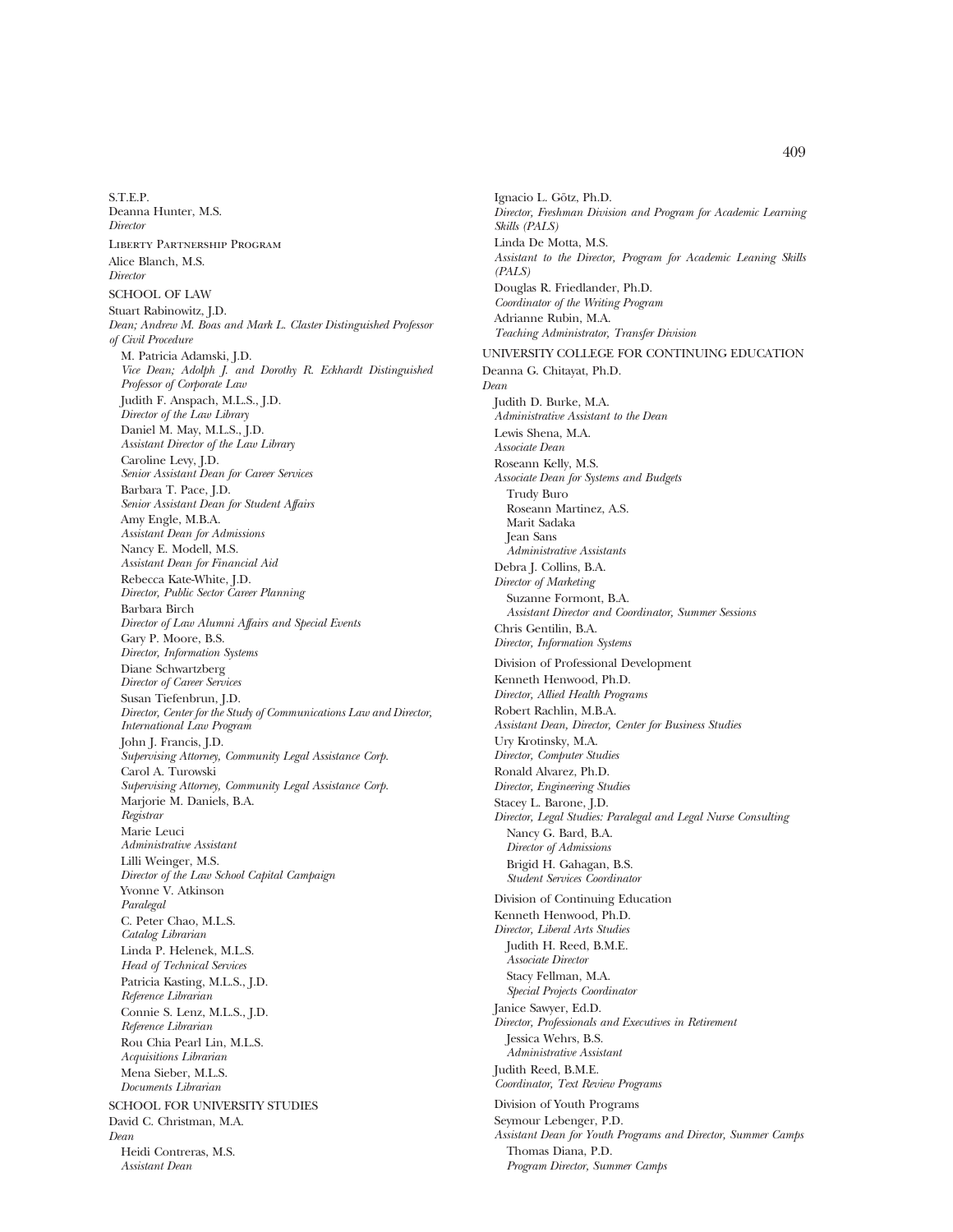S.T.E.P.
Deanna Hunter, M.S.
*Director*

LIBERTY PARTNERSHIP PROGRAM

Alice Blanch, M.S.
*Director*

## SCHOOL OF LAW

Stuart Rabinowitz, J.D.
*Dean; Andrew M. Boas and Mark L. Claster Distinguished Professor of Civil Procedure*

M. Patricia Adamski, J.D.
*Vice Dean; Adolph J. and Dorothy R. Eckhardt Distinguished Professor of Corporate Law*

Judith F. Anspach, M.L.S., J.D.
*Director of the Law Library*

Daniel M. May, M.L.S., J.D.
*Assistant Director of the Law Library*

Caroline Levy, J.D.
*Senior Assistant Dean for Career Services*

Barbara T. Pace, J.D.
*Senior Assistant Dean for Student Affairs*

Amy Engle, M.B.A.
*Assistant Dean for Admissions*

Nancy E. Modell, M.S.
*Assistant Dean for Financial Aid*

Rebecca Kate-White, J.D.
*Director, Public Sector Career Planning*

Barbara Birch
*Director of Law Alumni Affairs and Special Events*

Gary P. Moore, B.S.
*Director, Information Systems*

Diane Schwartzberg
*Director of Career Services*

Susan Tiefenbrun, J.D.
*Director, Center for the Study of Communications Law and Director, International Law Program*

John J. Francis, J.D.
*Supervising Attorney, Community Legal Assistance Corp.*

Carol A. Turowski
*Supervising Attorney, Community Legal Assistance Corp.*

Marjorie M. Daniels, B.A.
*Registrar*

Marie Leuci
*Administrative Assistant*

Lilli Weinger, M.S.
*Director of the Law School Capital Campaign*

Yvonne V. Atkinson
*Paralegal*

C. Peter Chao, M.L.S.
*Catalog Librarian*

Linda P. Helenek, M.L.S.
*Head of Technical Services*

Patricia Kasting, M.L.S., J.D.
*Reference Librarian*

Connie S. Lenz, M.L.S., J.D.
*Reference Librarian*

Rou Chia Pearl Lin, M.L.S.
*Acquisitions Librarian*

Mena Sieber, M.L.S.
*Documents Librarian*

## SCHOOL FOR UNIVERSITY STUDIES

David C. Christman, M.A.
*Dean*

Heidi Contreras, M.S.
*Assistant Dean*

Ignacio L. Götz, Ph.D.
*Director, Freshman Division and Program for Academic Learning Skills (PALS)*

Linda De Motta, M.S.
*Assistant to the Director, Program for Academic Leaning Skills (PALS)*

Douglas R. Friedlander, Ph.D.
*Coordinator of the Writing Program*

Adrianne Rubin, M.A.
*Teaching Administrator, Transfer Division*

## UNIVERSITY COLLEGE FOR CONTINUING EDUCATION

Deanna G. Chitayat, Ph.D.
*Dean*

Judith D. Burke, M.A.
*Administrative Assistant to the Dean*

Lewis Shena, M.A.
*Associate Dean*

Roseann Kelly, M.S.
*Associate Dean for Systems and Budgets*

Trudy Buro
Roseann Martinez, A.S.
Marit Sadaka
Jean Sans
*Administrative Assistants*

Debra J. Collins, B.A.
*Director of Marketing*

Suzanne Formont, B.A.
*Assistant Director and Coordinator, Summer Sessions*

Chris Gentilin, B.A.
*Director, Information Systems*

### Division of Professional Development

Kenneth Henwood, Ph.D.
*Director, Allied Health Programs*

Robert Rachlin, M.B.A.
*Assistant Dean, Director, Center for Business Studies*

Ury Krotinsky, M.A.
*Director, Computer Studies*

Ronald Alvarez, Ph.D.
*Director, Engineering Studies*

Stacey L. Barone, J.D.
*Director, Legal Studies: Paralegal and Legal Nurse Consulting*

Nancy G. Bard, B.A.
*Director of Admissions*

Brigid H. Gahagan, B.S.
*Student Services Coordinator*

### Division of Continuing Education

Kenneth Henwood, Ph.D.
*Director, Liberal Arts Studies*

Judith H. Reed, B.M.E.
*Associate Director*

Stacy Fellman, M.A.
*Special Projects Coordinator*

Janice Sawyer, Ed.D.
*Director, Professionals and Executives in Retirement*

Jessica Wehrs, B.S.
*Administrative Assistant*

Judith Reed, B.M.E.
*Coordinator, Text Review Programs*

### Division of Youth Programs

Seymour Lebenger, P.D.
*Assistant Dean for Youth Programs and Director, Summer Camps*

Thomas Diana, P.D.
*Program Director, Summer Camps*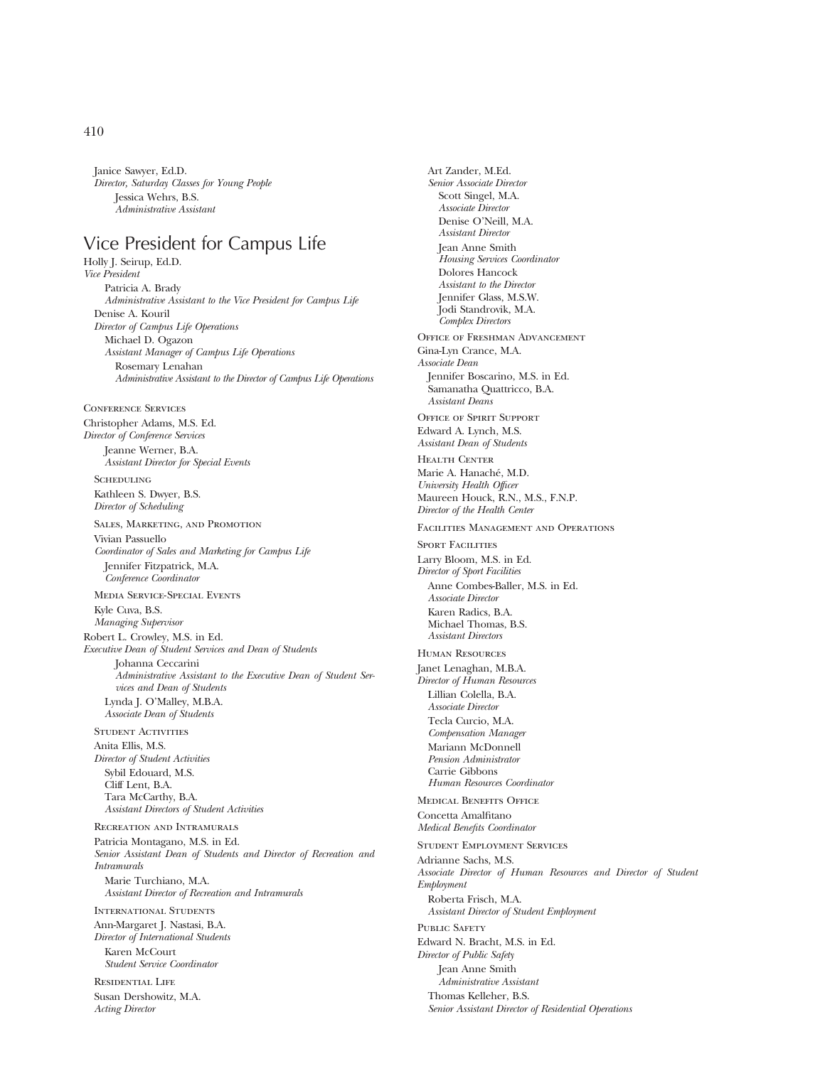Janice Sawyer, Ed.D.
*Director, Saturday Classes for Young People*
Jessica Wehrs, B.S.
*Administrative Assistant*

## Vice President for Campus Life

Holly J. Seirup, Ed.D.
*Vice President*
Patricia A. Brady
*Administrative Assistant to the Vice President for Campus Life*
Denise A. Kouril
*Director of Campus Life Operations*
Michael D. Ogazon
*Assistant Manager of Campus Life Operations*
Rosemary Lenahan
*Administrative Assistant to the Director of Campus Life Operations*

Conference Services

Christopher Adams, M.S. Ed.
*Director of Conference Services*
Jeanne Werner, B.A.
*Assistant Director for Special Events*

Scheduling

Kathleen S. Dwyer, B.S.
*Director of Scheduling*

Sales, Marketing, and Promotion

Vivian Passuello
*Coordinator of Sales and Marketing for Campus Life*
Jennifer Fitzpatrick, M.A.
*Conference Coordinator*

Media Service-Special Events

Kyle Cuva, B.S.
*Managing Supervisor*

Robert L. Crowley, M.S. in Ed.
*Executive Dean of Student Services and Dean of Students*
Johanna Ceccarini
*Administrative Assistant to the Executive Dean of Student Services and Dean of Students*
Lynda J. O'Malley, M.B.A.
*Associate Dean of Students*

Student Activities

Anita Ellis, M.S.
*Director of Student Activities*
Sybil Edouard, M.S.
Cliff Lent, B.A.
Tara McCarthy, B.A.
*Assistant Directors of Student Activities*

Recreation and Intramurals

Patricia Montagano, M.S. in Ed.
*Senior Assistant Dean of Students and Director of Recreation and Intramurals*
Marie Turchiano, M.A.
*Assistant Director of Recreation and Intramurals*

International Students

Ann-Margaret J. Nastasi, B.A.
*Director of International Students*
Karen McCourt
*Student Service Coordinator*

Residential Life

Susan Dershowitz, M.A.
*Acting Director*
Art Zander, M.Ed.
*Senior Associate Director*
Scott Singel, M.A.
*Associate Director*
Denise O'Neill, M.A.
*Assistant Director*
Jean Anne Smith
*Housing Services Coordinator*
Dolores Hancock
*Assistant to the Director*
Jennifer Glass, M.S.W.
Jodi Standrovik, M.A.
*Complex Directors*

Office of Freshman Advancement

Gina-Lyn Crance, M.A.
*Associate Dean*
Jennifer Boscarino, M.S. in Ed.
Samanatha Quattricco, B.A.
*Assistant Deans*

Office of Spirit Support

Edward A. Lynch, M.S.
*Assistant Dean of Students*

Health Center

Marie A. Hanaché, M.D.
*University Health Officer*
Maureen Houck, R.N., M.S., F.N.P.
*Director of the Health Center*

Facilities Management and Operations

Sport Facilities

Larry Bloom, M.S. in Ed.
*Director of Sport Facilities*
Anne Combes-Baller, M.S. in Ed.
*Associate Director*
Karen Radics, B.A.
Michael Thomas, B.S.
*Assistant Directors*

Human Resources

Janet Lenaghan, M.B.A.
*Director of Human Resources*
Lillian Colella, B.A.
*Associate Director*
Tecla Curcio, M.A.
*Compensation Manager*
Mariann McDonnell
*Pension Administrator*
Carrie Gibbons
*Human Resources Coordinator*

Medical Benefits Office

Concetta Amalfitano
*Medical Benefits Coordinator*

Student Employment Services

Adrianne Sachs, M.S.
*Associate Director of Human Resources and Director of Student Employment*
Roberta Frisch, M.A.
*Assistant Director of Student Employment*

Public Safety

Edward N. Bracht, M.S. in Ed.
*Director of Public Safety*
Jean Anne Smith
*Administrative Assistant*
Thomas Kelleher, B.S.
*Senior Assistant Director of Residential Operations*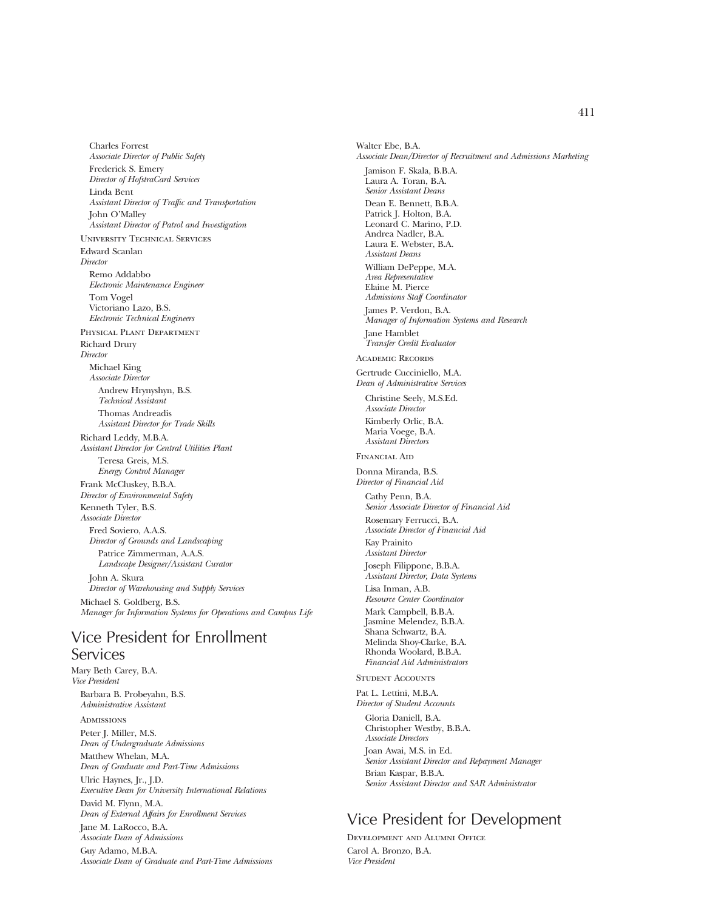Charles Forrest
*Associate Director of Public Safety*

Frederick S. Emery
*Director of HofstraCard Services*

Linda Bent
*Assistant Director of Traffic and Transportation*

John O'Malley
*Assistant Director of Patrol and Investigation*

University Technical Services

Edward Scanlan
*Director*

Remo Addabbo
*Electronic Maintenance Engineer*

Tom Vogel
Victoriano Lazo, B.S.
*Electronic Technical Engineers*

Physical Plant Department

Richard Drury
*Director*

Michael King
*Associate Director*

Andrew Hrynyshyn, B.S.
*Technical Assistant*

Thomas Andreadis
*Assistant Director for Trade Skills*

Richard Leddy, M.B.A.
*Assistant Director for Central Utilities Plant*

Teresa Greis, M.S.
*Energy Control Manager*

Frank McCluskey, B.B.A.
*Director of Environmental Safety*

Kenneth Tyler, B.S.
*Associate Director*

Fred Soviero, A.A.S.
*Director of Grounds and Landscaping*

Patrice Zimmerman, A.A.S.
*Landscape Designer/Assistant Curator*

John A. Skura
*Director of Warehousing and Supply Services*

Michael S. Goldberg, B.S.
*Manager for Information Systems for Operations and Campus Life*

## Vice President for Enrollment Services

Mary Beth Carey, B.A.
*Vice President*

Barbara B. Probeyahn, B.S.
*Administrative Assistant*

Admissions

Peter J. Miller, M.S.
*Dean of Undergraduate Admissions*

Matthew Whelan, M.A.
*Dean of Graduate and Part-Time Admissions*

Ulric Haynes, Jr., J.D.
*Executive Dean for University International Relations*

David M. Flynn, M.A.
*Dean of External Affairs for Enrollment Services*

Jane M. LaRocco, B.A.
*Associate Dean of Admissions*

Guy Adamo, M.B.A.
*Associate Dean of Graduate and Part-Time Admissions*

Walter Ebe, B.A.
*Associate Dean/Director of Recruitment and Admissions Marketing*

Jamison F. Skala, B.B.A.
Laura A. Toran, B.A.
*Senior Assistant Deans*

Dean E. Bennett, B.B.A.
Patrick J. Holton, B.A.
Leonard C. Marino, P.D.
Andrea Nadler, B.A.
Laura E. Webster, B.A.
*Assistant Deans*

William DePeppe, M.A.
*Area Representative*

Elaine M. Pierce
*Admissions Staff Coordinator*

James P. Verdon, B.A.
*Manager of Information Systems and Research*

Jane Hamblet
*Transfer Credit Evaluator*

Academic Records

Gertrude Cucciniello, M.A.
*Dean of Administrative Services*

Christine Seely, M.S.Ed.
*Associate Director*

Kimberly Orlic, B.A.
Maria Voege, B.A.
*Assistant Directors*

Financial Aid

Donna Miranda, B.S.
*Director of Financial Aid*

Cathy Penn, B.A.
*Senior Associate Director of Financial Aid*

Rosemary Ferrucci, B.A.
*Associate Director of Financial Aid*

Kay Prainito
*Assistant Director*

Joseph Filippone, B.B.A.
*Assistant Director, Data Systems*

Lisa Inman, A.B.
*Resource Center Coordinator*

Mark Campbell, B.B.A.
Jasmine Melendez, B.B.A.
Shana Schwartz, B.A.
Melinda Shoy-Clarke, B.A.
Rhonda Woolard, B.B.A.
*Financial Aid Administrators*

Student Accounts

Pat L. Lettini, M.B.A.
*Director of Student Accounts*

Gloria Daniell, B.A.
Christopher Westby, B.B.A.
*Associate Directors*

Joan Awai, M.S. in Ed.
*Senior Assistant Director and Repayment Manager*

Brian Kaspar, B.B.A.
*Senior Assistant Director and SAR Administrator*

## Vice President for Development

Development and Alumni Office

Carol A. Bronzo, B.A.
*Vice President*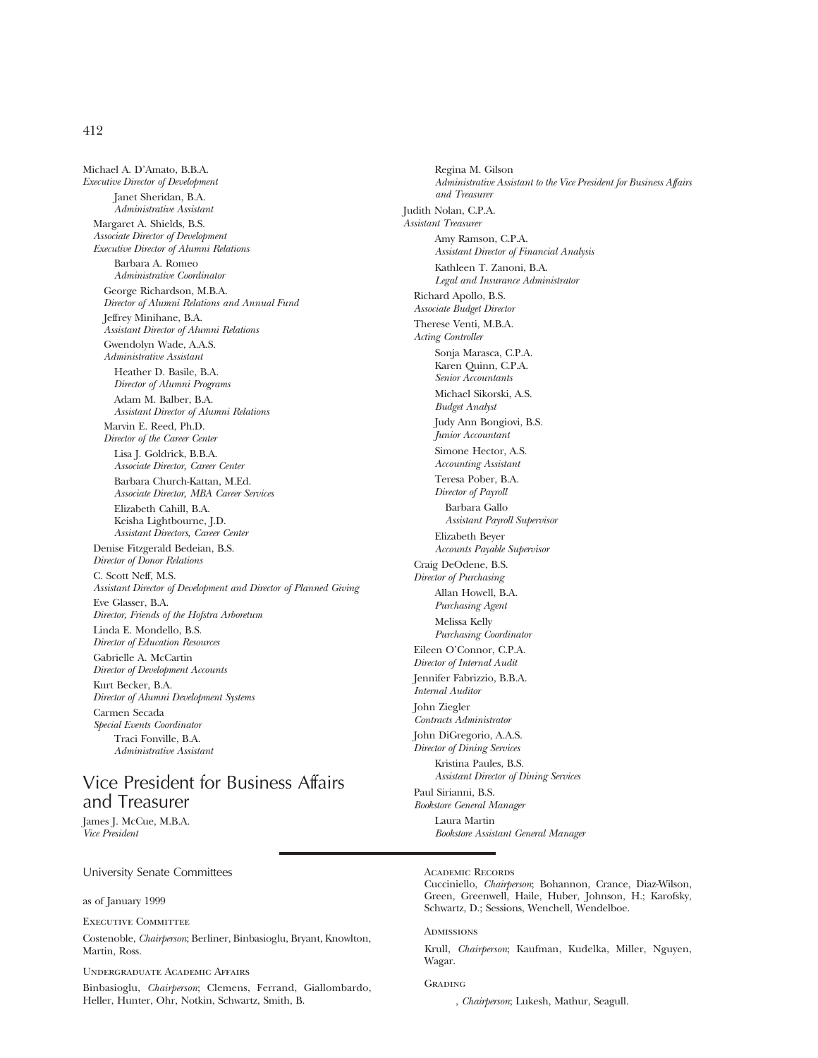Michael A. D'Amato, B.B.A.
*Executive Director of Development*

Janet Sheridan, B.A.
*Administrative Assistant*

Margaret A. Shields, B.S.
*Associate Director of Development*
*Executive Director of Alumni Relations*

Barbara A. Romeo
*Administrative Coordinator*

George Richardson, M.B.A.
*Director of Alumni Relations and Annual Fund*

Jeffrey Minihane, B.A.
*Assistant Director of Alumni Relations*

Gwendolyn Wade, A.A.S.
*Administrative Assistant*

Heather D. Basile, B.A.
*Director of Alumni Programs*

Adam M. Balber, B.A.
*Assistant Director of Alumni Relations*

Marvin E. Reed, Ph.D.
*Director of the Career Center*

Lisa J. Goldrick, B.B.A.
*Associate Director, Career Center*

Barbara Church-Kattan, M.Ed.
*Associate Director, MBA Career Services*

Elizabeth Cahill, B.A.
Keisha Lightbourne, J.D.
*Assistant Directors, Career Center*

Denise Fitzgerald Bedeian, B.S.
*Director of Donor Relations*

C. Scott Neff, M.S.
*Assistant Director of Development and Director of Planned Giving*

Eve Glasser, B.A.
*Director, Friends of the Hofstra Arboretum*

Linda E. Mondello, B.S.
*Director of Education Resources*

Gabrielle A. McCartin
*Director of Development Accounts*

Kurt Becker, B.A.
*Director of Alumni Development Systems*

Carmen Secada
*Special Events Coordinator*

Traci Fonville, B.A.
*Administrative Assistant*

## Vice President for Business Affairs and Treasurer

James J. McCue, M.B.A.
*Vice President*

Regina M. Gilson
*Administrative Assistant to the Vice President for Business Affairs and Treasurer*

Judith Nolan, C.P.A.
*Assistant Treasurer*

Amy Ramson, C.P.A.
*Assistant Director of Financial Analysis*

Kathleen T. Zanoni, B.A.
*Legal and Insurance Administrator*

Richard Apollo, B.S.
*Associate Budget Director*

Therese Venti, M.B.A.
*Acting Controller*

Sonja Marasca, C.P.A.
Karen Quinn, C.P.A.
*Senior Accountants*

Michael Sikorski, A.S.
*Budget Analyst*

Judy Ann Bongiovi, B.S.
*Junior Accountant*

Simone Hector, A.S.
*Accounting Assistant*

Teresa Pober, B.A.
*Director of Payroll*

Barbara Gallo
*Assistant Payroll Supervisor*

Elizabeth Beyer
*Accounts Payable Supervisor*

Craig DeOdene, B.S.
*Director of Purchasing*

Allan Howell, B.A.
*Purchasing Agent*

Melissa Kelly
*Purchasing Coordinator*

Eileen O'Connor, C.P.A.
*Director of Internal Audit*

Jennifer Fabrizzio, B.B.A.
*Internal Auditor*

John Ziegler
*Contracts Administrator*

John DiGregorio, A.A.S.
*Director of Dining Services*

Kristina Paules, B.S.
*Assistant Director of Dining Services*

Paul Sirianni, B.S.
*Bookstore General Manager*

Laura Martin
*Bookstore Assistant General Manager*

---

## University Senate Committees

as of January 1999

EXECUTIVE COMMITTEE

Costenoble, *Chairperson*; Berliner, Binbasioglu, Bryant, Knowlton, Martin, Ross.

UNDERGRADUATE ACADEMIC AFFAIRS

Binbasioglu, *Chairperson*; Clemens, Ferrand, Giallombardo, Heller, Hunter, Ohr, Notkin, Schwartz, Smith, B.

ACADEMIC RECORDS

Cucciniello, *Chairperson*; Bohannon, Crance, Diaz-Wilson, Green, Greenwell, Haile, Huber, Johnson, H.; Karofsky, Schwartz, D.; Sessions, Wenchell, Wendelboe.

ADMISSIONS

Krull, *Chairperson*; Kaufman, Kudelka, Miller, Nguyen, Wagar.

GRADING

, *Chairperson*; Lukesh, Mathur, Seagull.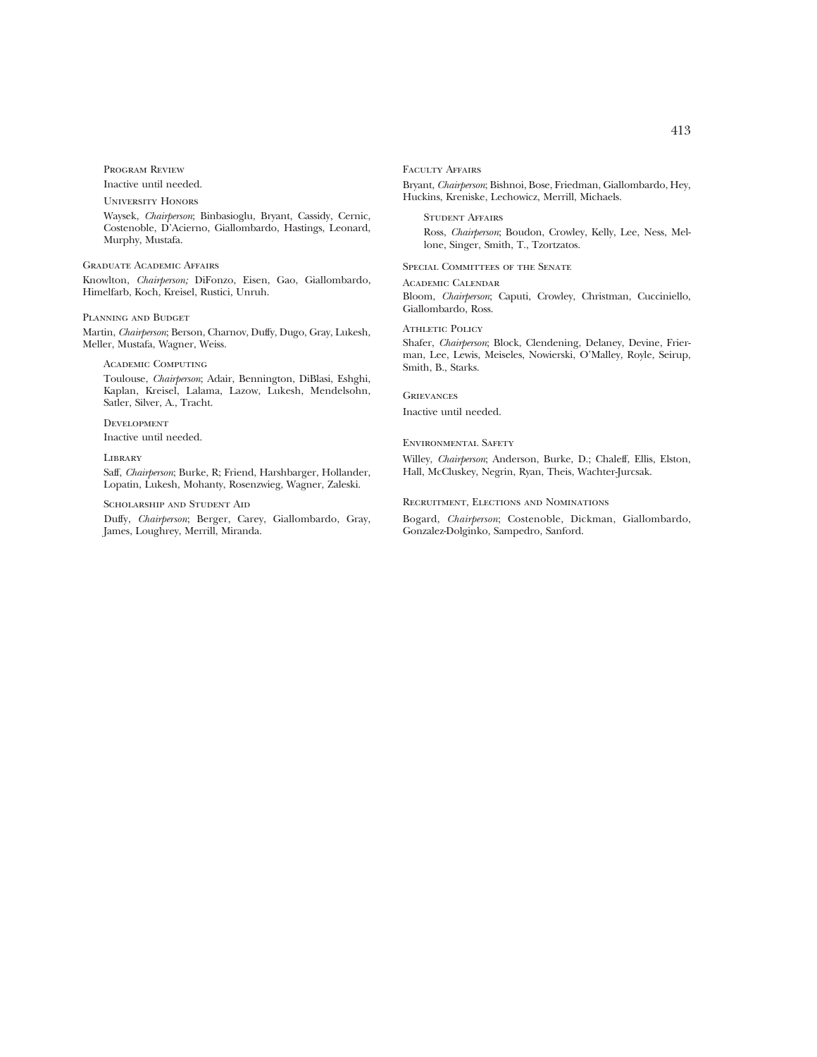#### Program Review

Inactive until needed.

#### University Honors

Waysek, *Chairperson*; Binbasioglu, Bryant, Cassidy, Cernic, Costenoble, D'Acierno, Giallombardo, Hastings, Leonard, Murphy, Mustafa.

### Graduate Academic Affairs

Knowlton, *Chairperson;* DiFonzo, Eisen, Gao, Giallombardo, Himelfarb, Koch, Kreisel, Rustici, Unruh.

### Planning and Budget

Martin, *Chairperson*; Berson, Charnov, Duffy, Dugo, Gray, Lukesh, Meller, Mustafa, Wagner, Weiss.

#### Academic Computing

Toulouse, *Chairperson*; Adair, Bennington, DiBlasi, Eshghi, Kaplan, Kreisel, Lalama, Lazow, Lukesh, Mendelsohn, Satler, Silver, A., Tracht.

#### Development

Inactive until needed.

#### Library

Saff, *Chairperson*; Burke, R; Friend, Harshbarger, Hollander, Lopatin, Lukesh, Mohanty, Rosenzwieg, Wagner, Zaleski.

#### Scholarship and Student Aid

Duffy, *Chairperson*; Berger, Carey, Giallombardo, Gray, James, Loughrey, Merrill, Miranda.

### Faculty Affairs

Bryant, *Chairperson*; Bishnoi, Bose, Friedman, Giallombardo, Hey, Huckins, Kreniske, Lechowicz, Merrill, Michaels.

#### Student Affairs

Ross, *Chairperson*; Boudon, Crowley, Kelly, Lee, Ness, Mellone, Singer, Smith, T., Tzortzatos.

### Special Committees of the Senate

#### Academic Calendar

Bloom, *Chairperson*; Caputi, Crowley, Christman, Cucciniello, Giallombardo, Ross.

#### Athletic Policy

Shafer, *Chairperson*; Block, Clendening, Delaney, Devine, Frierman, Lee, Lewis, Meiseles, Nowierski, O'Malley, Royle, Seirup, Smith, B., Starks.

#### Grievances

Inactive until needed.

#### Environmental Safety

Willey, *Chairperson*; Anderson, Burke, D.; Chaleff, Ellis, Elston, Hall, McCluskey, Negrin, Ryan, Theis, Wachter-Jurcsak.

#### Recruitment, Elections and Nominations

Bogard, *Chairperson*; Costenoble, Dickman, Giallombardo, Gonzalez-Dolginko, Sampedro, Sanford.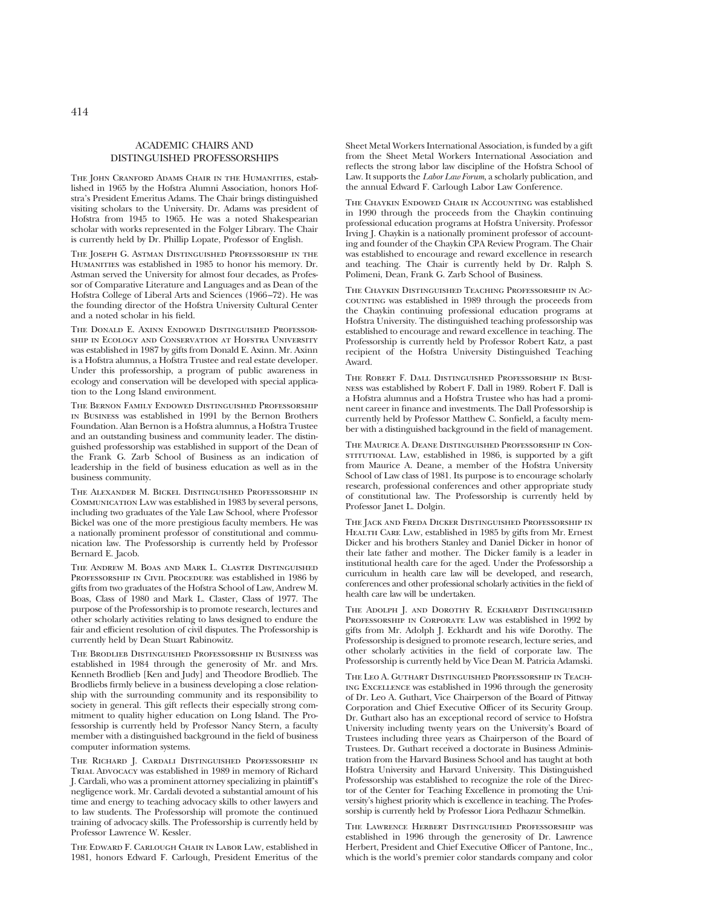## ACADEMIC CHAIRS AND DISTINGUISHED PROFESSORSHIPS

THE JOHN CRANFORD ADAMS CHAIR IN THE HUMANITIES, established in 1965 by the Hofstra Alumni Association, honors Hofstra's President Emeritus Adams. The Chair brings distinguished visiting scholars to the University. Dr. Adams was president of Hofstra from 1945 to 1965. He was a noted Shakespearian scholar with works represented in the Folger Library. The Chair is currently held by Dr. Phillip Lopate, Professor of English.

THE JOSEPH G. ASTMAN DISTINGUISHED PROFESSORSHIP IN THE HUMANITIES was established in 1985 to honor his memory. Dr. Astman served the University for almost four decades, as Professor of Comparative Literature and Languages and as Dean of the Hofstra College of Liberal Arts and Sciences (1966–72). He was the founding director of the Hofstra University Cultural Center and a noted scholar in his field.

THE DONALD E. AXINN ENDOWED DISTINGUISHED PROFESSORSHIP IN ECOLOGY AND CONSERVATION AT HOFSTRA UNIVERSITY was established in 1987 by gifts from Donald E. Axinn. Mr. Axinn is a Hofstra alumnus, a Hofstra Trustee and real estate developer. Under this professorship, a program of public awareness in ecology and conservation will be developed with special application to the Long Island environment.

THE BERNON FAMILY ENDOWED DISTINGUISHED PROFESSORSHIP IN BUSINESS was established in 1991 by the Bernon Brothers Foundation. Alan Bernon is a Hofstra alumnus, a Hofstra Trustee and an outstanding business and community leader. The distinguished professorship was established in support of the Dean of the Frank G. Zarb School of Business as an indication of leadership in the field of business education as well as in the business community.

THE ALEXANDER M. BICKEL DISTINGUISHED PROFESSORSHIP IN COMMUNICATION LAW was established in 1983 by several persons, including two graduates of the Yale Law School, where Professor Bickel was one of the more prestigious faculty members. He was a nationally prominent professor of constitutional and communication law. The Professorship is currently held by Professor Bernard E. Jacob.

THE ANDREW M. BOAS AND MARK L. CLASTER DISTINGUISHED PROFESSORSHIP IN CIVIL PROCEDURE was established in 1986 by gifts from two graduates of the Hofstra School of Law, Andrew M. Boas, Class of 1980 and Mark L. Claster, Class of 1977. The purpose of the Professorship is to promote research, lectures and other scholarly activities relating to laws designed to endure the fair and efficient resolution of civil disputes. The Professorship is currently held by Dean Stuart Rabinowitz.

THE BRODLIEB DISTINGUISHED PROFESSORSHIP IN BUSINESS was established in 1984 through the generosity of Mr. and Mrs. Kenneth Brodlieb [Ken and Judy] and Theodore Brodlieb. The Brodliebs firmly believe in a business developing a close relationship with the surrounding community and its responsibility to society in general. This gift reflects their especially strong commitment to quality higher education on Long Island. The Professorship is currently held by Professor Nancy Stern, a faculty member with a distinguished background in the field of business computer information systems.

THE RICHARD J. CARDALI DISTINGUISHED PROFESSORSHIP IN TRIAL ADVOCACY was established in 1989 in memory of Richard J. Cardali, who was a prominent attorney specializing in plaintiff's negligence work. Mr. Cardali devoted a substantial amount of his time and energy to teaching advocacy skills to other lawyers and to law students. The Professorship will promote the continued training of advocacy skills. The Professorship is currently held by Professor Lawrence W. Kessler.

THE EDWARD F. CARLOUGH CHAIR IN LABOR LAW, established in 1981, honors Edward F. Carlough, President Emeritus of the Sheet Metal Workers International Association, is funded by a gift from the Sheet Metal Workers International Association and reflects the strong labor law discipline of the Hofstra School of Law. It supports the *Labor Law Forum*, a scholarly publication, and the annual Edward F. Carlough Labor Law Conference.

THE CHAYKIN ENDOWED CHAIR IN ACCOUNTING was established in 1990 through the proceeds from the Chaykin continuing professional education programs at Hofstra University. Professor Irving J. Chaykin is a nationally prominent professor of accounting and founder of the Chaykin CPA Review Program. The Chair was established to encourage and reward excellence in research and teaching. The Chair is currently held by Dr. Ralph S. Polimeni, Dean, Frank G. Zarb School of Business.

THE CHAYKIN DISTINGUISHED TEACHING PROFESSORSHIP IN ACCOUNTING was established in 1989 through the proceeds from the Chaykin continuing professional education programs at Hofstra University. The distinguished teaching professorship was established to encourage and reward excellence in teaching. The Professorship is currently held by Professor Robert Katz, a past recipient of the Hofstra University Distinguished Teaching Award.

THE ROBERT F. DALL DISTINGUISHED PROFESSORSHIP IN BUSINESS was established by Robert F. Dall in 1989. Robert F. Dall is a Hofstra alumnus and a Hofstra Trustee who has had a prominent career in finance and investments. The Dall Professorship is currently held by Professor Matthew C. Sonfield, a faculty member with a distinguished background in the field of management.

THE MAURICE A. DEANE DISTINGUISHED PROFESSORSHIP IN CONSTITUTIONAL LAW, established in 1986, is supported by a gift from Maurice A. Deane, a member of the Hofstra University School of Law class of 1981. Its purpose is to encourage scholarly research, professional conferences and other appropriate study of constitutional law. The Professorship is currently held by Professor Janet L. Dolgin.

THE JACK AND FREDA DICKER DISTINGUISHED PROFESSORSHIP IN HEALTH CARE LAW, established in 1985 by gifts from Mr. Ernest Dicker and his brothers Stanley and Daniel Dicker in honor of their late father and mother. The Dicker family is a leader in institutional health care for the aged. Under the Professorship a curriculum in health care law will be developed, and research, conferences and other professional scholarly activities in the field of health care law will be undertaken.

THE ADOLPH J. AND DOROTHY R. ECKHARDT DISTINGUISHED PROFESSORSHIP IN CORPORATE LAW was established in 1992 by gifts from Mr. Adolph J. Eckhardt and his wife Dorothy. The Professorship is designed to promote research, lecture series, and other scholarly activities in the field of corporate law. The Professorship is currently held by Vice Dean M. Patricia Adamski.

THE LEO A. GUTHART DISTINGUISHED PROFESSORSHIP IN TEACHING EXCELLENCE was established in 1996 through the generosity of Dr. Leo A. Guthart, Vice Chairperson of the Board of Pittway Corporation and Chief Executive Officer of its Security Group. Dr. Guthart also has an exceptional record of service to Hofstra University including twenty years on the University's Board of Trustees including three years as Chairperson of the Board of Trustees. Dr. Guthart received a doctorate in Business Administration from the Harvard Business School and has taught at both Hofstra University and Harvard University. This Distinguished Professorship was established to recognize the role of the Director of the Center for Teaching Excellence in promoting the University's highest priority which is excellence in teaching. The Professorship is currently held by Professor Liora Pedhazur Schmelkin.

THE LAWRENCE HERBERT DISTINGUISHED PROFESSORSHIP was established in 1996 through the generosity of Dr. Lawrence Herbert, President and Chief Executive Officer of Pantone, Inc., which is the world's premier color standards company and color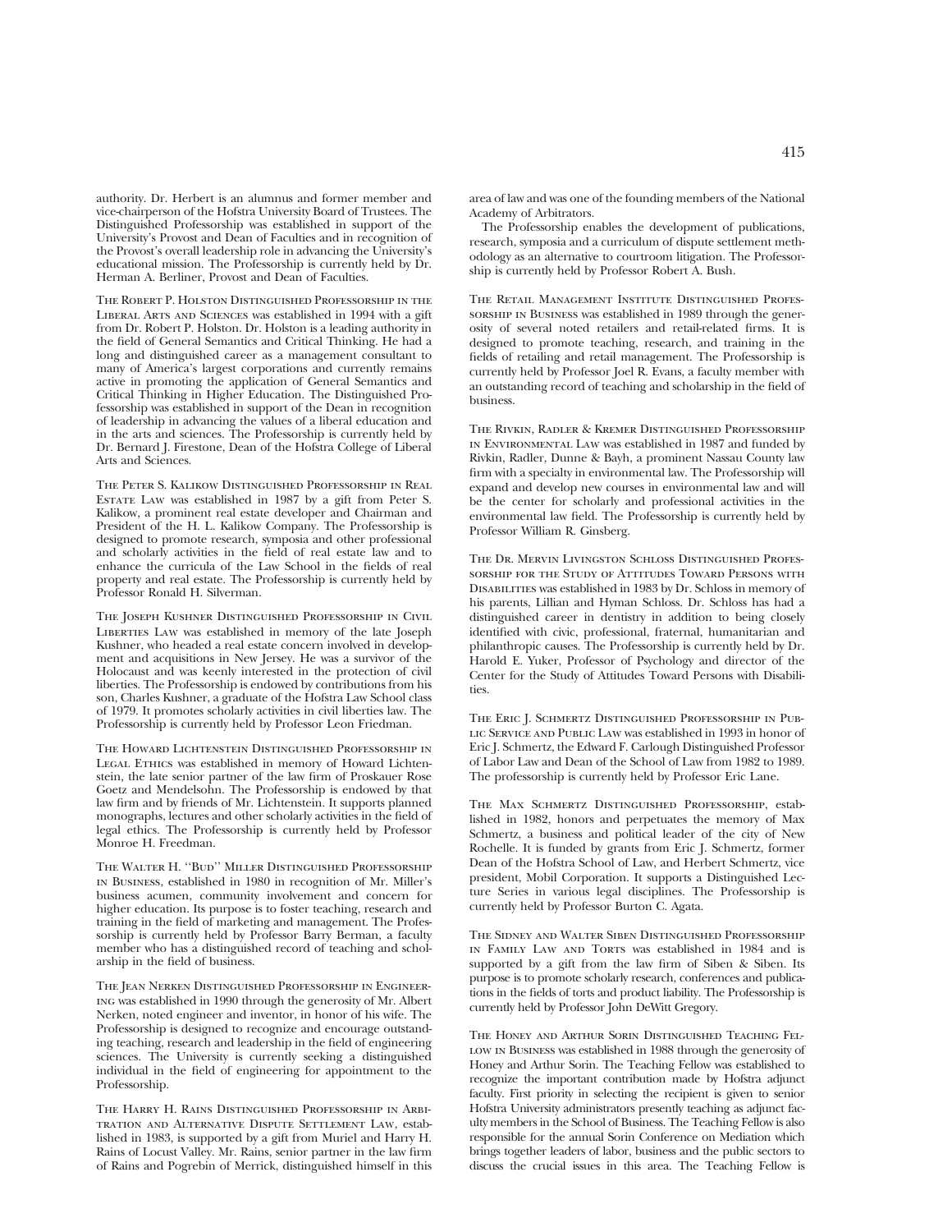authority. Dr. Herbert is an alumnus and former member and vice-chairperson of the Hofstra University Board of Trustees. The Distinguished Professorship was established in support of the University's Provost and Dean of Faculties and in recognition of the Provost's overall leadership role in advancing the University's educational mission. The Professorship is currently held by Dr. Herman A. Berliner, Provost and Dean of Faculties.

The Robert P. Holston Distinguished Professorship in the Liberal Arts and Sciences was established in 1994 with a gift from Dr. Robert P. Holston. Dr. Holston is a leading authority in the field of General Semantics and Critical Thinking. He had a long and distinguished career as a management consultant to many of America's largest corporations and currently remains active in promoting the application of General Semantics and Critical Thinking in Higher Education. The Distinguished Professorship was established in support of the Dean in recognition of leadership in advancing the values of a liberal education and in the arts and sciences. The Professorship is currently held by Dr. Bernard J. Firestone, Dean of the Hofstra College of Liberal Arts and Sciences.

The Peter S. Kalikow Distinguished Professorship in Real Estate Law was established in 1987 by a gift from Peter S. Kalikow, a prominent real estate developer and Chairman and President of the H. L. Kalikow Company. The Professorship is designed to promote research, symposia and other professional and scholarly activities in the field of real estate law and to enhance the curricula of the Law School in the fields of real property and real estate. The Professorship is currently held by Professor Ronald H. Silverman.

The Joseph Kushner Distinguished Professorship in Civil Liberties Law was established in memory of the late Joseph Kushner, who headed a real estate concern involved in development and acquisitions in New Jersey. He was a survivor of the Holocaust and was keenly interested in the protection of civil liberties. The Professorship is endowed by contributions from his son, Charles Kushner, a graduate of the Hofstra Law School class of 1979. It promotes scholarly activities in civil liberties law. The Professorship is currently held by Professor Leon Friedman.

The Howard Lichtenstein Distinguished Professorship in Legal Ethics was established in memory of Howard Lichtenstein, the late senior partner of the law firm of Proskauer Rose Goetz and Mendelsohn. The Professorship is endowed by that law firm and by friends of Mr. Lichtenstein. It supports planned monographs, lectures and other scholarly activities in the field of legal ethics. The Professorship is currently held by Professor Monroe H. Freedman.

The Walter H. ''Bud'' Miller Distinguished Professorship in Business, established in 1980 in recognition of Mr. Miller's business acumen, community involvement and concern for higher education. Its purpose is to foster teaching, research and training in the field of marketing and management. The Professorship is currently held by Professor Barry Berman, a faculty member who has a distinguished record of teaching and scholarship in the field of business.

The Jean Nerken Distinguished Professorship in Engineering was established in 1990 through the generosity of Mr. Albert Nerken, noted engineer and inventor, in honor of his wife. The Professorship is designed to recognize and encourage outstanding teaching, research and leadership in the field of engineering sciences. The University is currently seeking a distinguished individual in the field of engineering for appointment to the Professorship.

The Harry H. Rains Distinguished Professorship in Arbitration and Alternative Dispute Settlement Law, established in 1983, is supported by a gift from Muriel and Harry H. Rains of Locust Valley. Mr. Rains, senior partner in the law firm of Rains and Pogrebin of Merrick, distinguished himself in this area of law and was one of the founding members of the National Academy of Arbitrators.

The Professorship enables the development of publications, research, symposia and a curriculum of dispute settlement methodology as an alternative to courtroom litigation. The Professorship is currently held by Professor Robert A. Bush.

The Retail Management Institute Distinguished Professorship in Business was established in 1989 through the generosity of several noted retailers and retail-related firms. It is designed to promote teaching, research, and training in the fields of retailing and retail management. The Professorship is currently held by Professor Joel R. Evans, a faculty member with an outstanding record of teaching and scholarship in the field of business.

The Rivkin, Radler & Kremer Distinguished Professorship in Environmental Law was established in 1987 and funded by Rivkin, Radler, Dunne & Bayh, a prominent Nassau County law firm with a specialty in environmental law. The Professorship will expand and develop new courses in environmental law and will be the center for scholarly and professional activities in the environmental law field. The Professorship is currently held by Professor William R. Ginsberg.

The Dr. Mervin Livingston Schloss Distinguished Professorship for the Study of Attitudes Toward Persons with Disabilities was established in 1983 by Dr. Schloss in memory of his parents, Lillian and Hyman Schloss. Dr. Schloss has had a distinguished career in dentistry in addition to being closely identified with civic, professional, fraternal, humanitarian and philanthropic causes. The Professorship is currently held by Dr. Harold E. Yuker, Professor of Psychology and director of the Center for the Study of Attitudes Toward Persons with Disabilities.

The Eric J. Schmertz Distinguished Professorship in Public Service and Public Law was established in 1993 in honor of Eric J. Schmertz, the Edward F. Carlough Distinguished Professor of Labor Law and Dean of the School of Law from 1982 to 1989. The professorship is currently held by Professor Eric Lane.

The Max Schmertz Distinguished Professorship, established in 1982, honors and perpetuates the memory of Max Schmertz, a business and political leader of the city of New Rochelle. It is funded by grants from Eric J. Schmertz, former Dean of the Hofstra School of Law, and Herbert Schmertz, vice president, Mobil Corporation. It supports a Distinguished Lecture Series in various legal disciplines. The Professorship is currently held by Professor Burton C. Agata.

The Sidney and Walter Siben Distinguished Professorship in Family Law and Torts was established in 1984 and is supported by a gift from the law firm of Siben & Siben. Its purpose is to promote scholarly research, conferences and publications in the fields of torts and product liability. The Professorship is currently held by Professor John DeWitt Gregory.

The Honey and Arthur Sorin Distinguished Teaching Fellow in Business was established in 1988 through the generosity of Honey and Arthur Sorin. The Teaching Fellow was established to recognize the important contribution made by Hofstra adjunct faculty. First priority in selecting the recipient is given to senior Hofstra University administrators presently teaching as adjunct faculty members in the School of Business. The Teaching Fellow is also responsible for the annual Sorin Conference on Mediation which brings together leaders of labor, business and the public sectors to discuss the crucial issues in this area. The Teaching Fellow is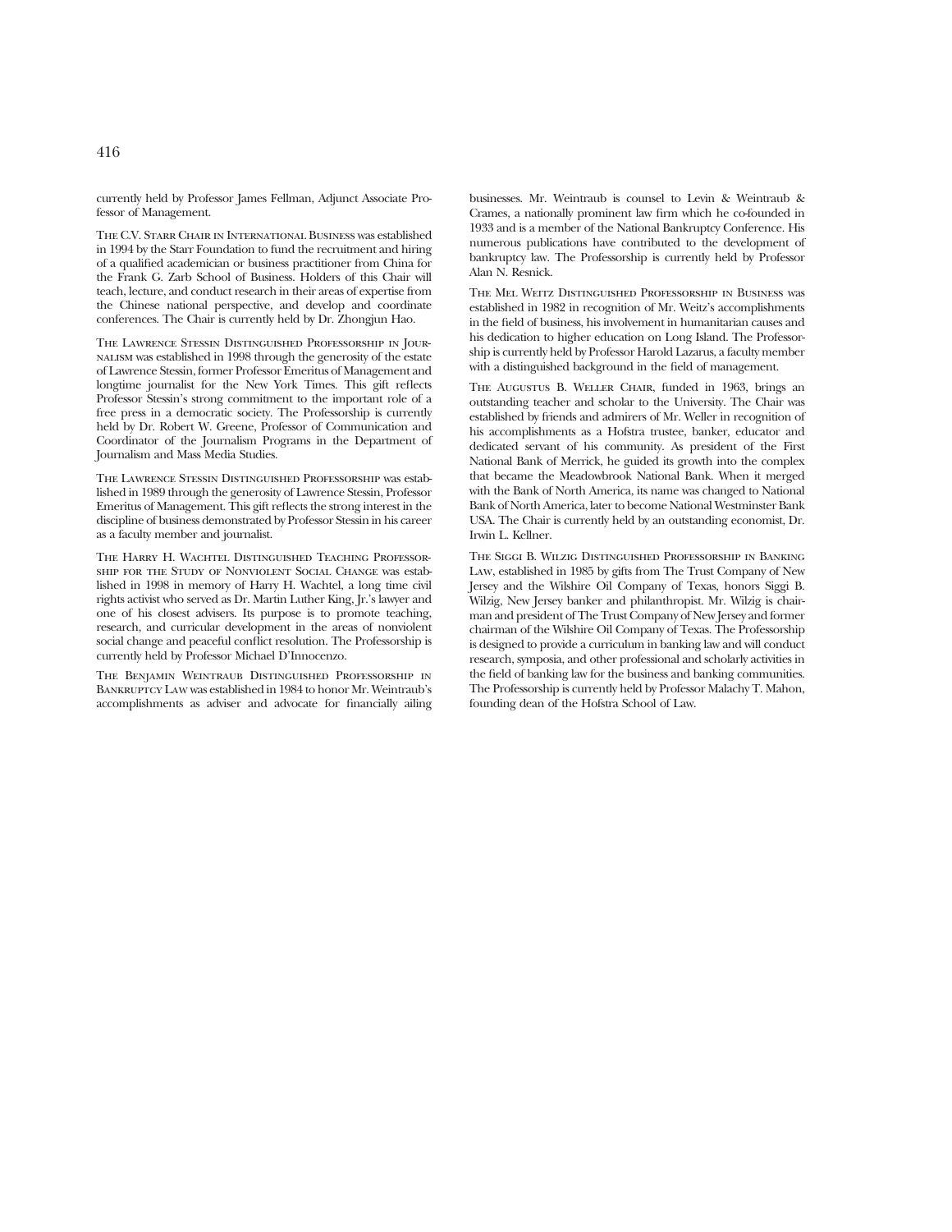currently held by Professor James Fellman, Adjunct Associate Professor of Management.

The C.V. Starr Chair in International Business was established in 1994 by the Starr Foundation to fund the recruitment and hiring of a qualified academician or business practitioner from China for the Frank G. Zarb School of Business. Holders of this Chair will teach, lecture, and conduct research in their areas of expertise from the Chinese national perspective, and develop and coordinate conferences. The Chair is currently held by Dr. Zhongjun Hao.

The Lawrence Stessin Distinguished Professorship in Journalism was established in 1998 through the generosity of the estate of Lawrence Stessin, former Professor Emeritus of Management and longtime journalist for the New York Times. This gift reflects Professor Stessin's strong commitment to the important role of a free press in a democratic society. The Professorship is currently held by Dr. Robert W. Greene, Professor of Communication and Coordinator of the Journalism Programs in the Department of Journalism and Mass Media Studies.

The Lawrence Stessin Distinguished Professorship was established in 1989 through the generosity of Lawrence Stessin, Professor Emeritus of Management. This gift reflects the strong interest in the discipline of business demonstrated by Professor Stessin in his career as a faculty member and journalist.

The Harry H. Wachtel Distinguished Teaching Professorship for the Study of Nonviolent Social Change was established in 1998 in memory of Harry H. Wachtel, a long time civil rights activist who served as Dr. Martin Luther King, Jr.'s lawyer and one of his closest advisers. Its purpose is to promote teaching, research, and curricular development in the areas of nonviolent social change and peaceful conflict resolution. The Professorship is currently held by Professor Michael D'Innocenzo.

The Benjamin Weintraub Distinguished Professorship in Bankruptcy Law was established in 1984 to honor Mr. Weintraub's accomplishments as adviser and advocate for financially ailing businesses. Mr. Weintraub is counsel to Levin & Weintraub & Crames, a nationally prominent law firm which he co-founded in 1933 and is a member of the National Bankruptcy Conference. His numerous publications have contributed to the development of bankruptcy law. The Professorship is currently held by Professor Alan N. Resnick.

The Mel Weitz Distinguished Professorship in Business was established in 1982 in recognition of Mr. Weitz's accomplishments in the field of business, his involvement in humanitarian causes and his dedication to higher education on Long Island. The Professorship is currently held by Professor Harold Lazarus, a faculty member with a distinguished background in the field of management.

The Augustus B. Weller Chair, funded in 1963, brings an outstanding teacher and scholar to the University. The Chair was established by friends and admirers of Mr. Weller in recognition of his accomplishments as a Hofstra trustee, banker, educator and dedicated servant of his community. As president of the First National Bank of Merrick, he guided its growth into the complex that became the Meadowbrook National Bank. When it merged with the Bank of North America, its name was changed to National Bank of North America, later to become National Westminster Bank USA. The Chair is currently held by an outstanding economist, Dr. Irwin L. Kellner.

The Siggi B. Wilzig Distinguished Professorship in Banking Law, established in 1985 by gifts from The Trust Company of New Jersey and the Wilshire Oil Company of Texas, honors Siggi B. Wilzig, New Jersey banker and philanthropist. Mr. Wilzig is chairman and president of The Trust Company of New Jersey and former chairman of the Wilshire Oil Company of Texas. The Professorship is designed to provide a curriculum in banking law and will conduct research, symposia, and other professional and scholarly activities in the field of banking law for the business and banking communities. The Professorship is currently held by Professor Malachy T. Mahon, founding dean of the Hofstra School of Law.